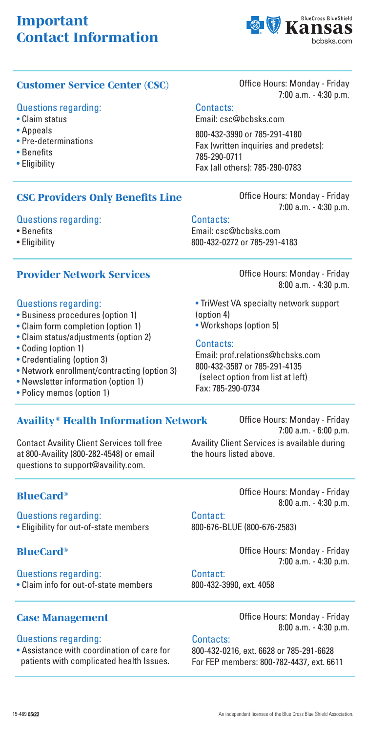# Important Contact Information

BlueCross BlueShield Kansas
bcbsks.com

## Customer Service Center (CSC)

Office Hours: Monday - Friday 7:00 a.m. - 4:30 p.m.

Questions regarding:

- Claim status
- Appeals
- Pre-determinations
- Benefits
- Eligibility

Contacts:
Email: csc@bcbsks.com

800-432-3990 or 785-291-4180
Fax (written inquiries and predets): 785-290-0711
Fax (all others): 785-290-0783

## CSC Providers Only Benefits Line

Office Hours: Monday - Friday 7:00 a.m. - 4:30 p.m.

Questions regarding:

- Benefits
- Eligibility

Contacts:
Email: csc@bcbsks.com
800-432-0272 or 785-291-4183

## Provider Network Services

Office Hours: Monday - Friday 8:00 a.m. - 4:30 p.m.

Questions regarding:

- Business procedures (option 1)
- Claim form completion (option 1)
- Claim status/adjustments (option 2)
- Coding (option 1)
- Credentialing (option 3)
- Network enrollment/contracting (option 3)
- Newsletter information (option 1)
- Policy memos (option 1)
- TriWest VA specialty network support (option 4)
- Workshops (option 5)

Contacts:
Email: prof.relations@bcbsks.com
800-432-3587 or 785-291-4135 (select option from list at left)
Fax: 785-290-0734

## Availity® Health Information Network

Office Hours: Monday - Friday 7:00 a.m. - 6:00 p.m.

Contact Availity Client Services toll free at 800-Availity (800-282-4548) or email questions to support@availity.com.

Availity Client Services is available during the hours listed above.

## BlueCard®

Office Hours: Monday - Friday 8:00 a.m. - 4:30 p.m.

Questions regarding:

- Eligibility for out-of-state members

Contact:
800-676-BLUE (800-676-2583)

## BlueCard®

Office Hours: Monday - Friday 7:00 a.m. - 4:30 p.m.

Questions regarding:

- Claim info for out-of-state members

Contact:
800-432-3990, ext. 4058

## Case Management

Office Hours: Monday - Friday 8:00 a.m. - 4:30 p.m.

Questions regarding:

- Assistance with coordination of care for patients with complicated health Issues.

Contacts:
800-432-0216, ext. 6628 or 785-291-6628
For FEP members: 800-782-4437, ext. 6611

15-489 05/22

An independent licensee of the Blue Cross Blue Shield Association.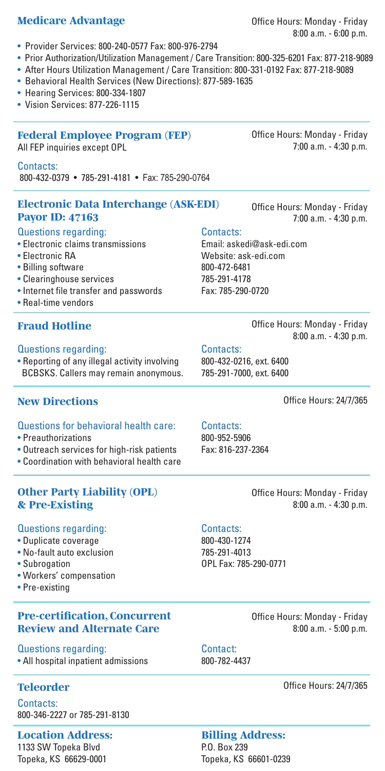## Medicare Advantage

Office Hours: Monday - Friday 8:00 a.m. - 6:00 p.m.

- Provider Services: 800-240-0577 Fax: 800-976-2794
- Prior Authorization/Utilization Management / Care Transition: 800-325-6201 Fax: 877-218-9089
- After Hours Utilization Management / Care Transition: 800-331-0192 Fax: 877-218-9089
- Behavioral Health Services (New Directions): 877-589-1635
- Hearing Services: 800-334-1807
- Vision Services: 877-226-1115

## Federal Employee Program (FEP)

Office Hours: Monday - Friday 7:00 a.m. - 4:30 p.m.

All FEP inquiries except OPL

Contacts:
800-432-0379 • 785-291-4181 • Fax: 785-290-0764

## Electronic Data Interchange (ASK-EDI) Payor ID: 47163

Office Hours: Monday - Friday 7:00 a.m. - 4:30 p.m.

Questions regarding:

- Electronic claims transmissions
- Electronic RA
- Billing software
- Clearinghouse services
- Internet file transfer and passwords
- Real-time vendors

Contacts:
Email: askedi@ask-edi.com
Website: ask-edi.com
800-472-6481
785-291-4178
Fax: 785-290-0720

## Fraud Hotline

Office Hours: Monday - Friday 8:00 a.m. - 4:30 p.m.

Questions regarding:

- Reporting of any illegal activity involving BCBSKS. Callers may remain anonymous.

Contacts:
800-432-0216, ext. 6400
785-291-7000, ext. 6400

## New Directions

Office Hours: 24/7/365

Questions for behavioral health care:

- Preauthorizations
- Outreach services for high-risk patients
- Coordination with behavioral health care

Contacts:
800-952-5906
Fax: 816-237-2364

## Other Party Liability (OPL) & Pre-Existing

Office Hours: Monday - Friday 8:00 a.m. - 4:30 p.m.

Questions regarding:

- Duplicate coverage
- No-fault auto exclusion
- Subrogation
- Workers' compensation
- Pre-existing

Contacts:
800-430-1274
785-291-4013
OPL Fax: 785-290-0771

## Pre-certification, Concurrent Review and Alternate Care

Office Hours: Monday - Friday 8:00 a.m. - 5:00 p.m.

Questions regarding:

- All hospital inpatient admissions

Contact:
800-782-4437

## Teleorder

Office Hours: 24/7/365

Contacts:
800-346-2227 or 785-291-8130

**Location Address:**
1133 SW Topeka Blvd
Topeka, KS 66629-0001

**Billing Address:**
P.O. Box 239
Topeka, KS 66601-0239